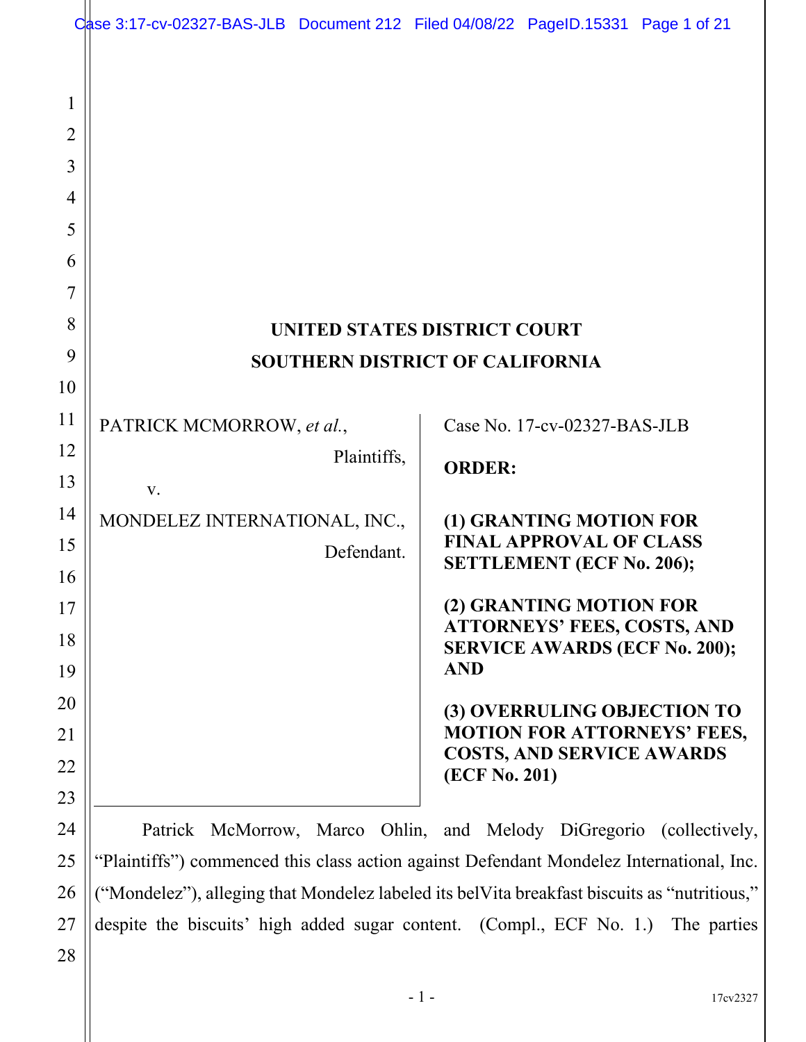# UNITED STATES DISTRICT COURT
# SOUTHERN DISTRICT OF CALIFORNIA

PATRICK MCMORROW, *et al.*,

Plaintiffs,

v.

MONDELEZ INTERNATIONAL, INC.,

Defendant.

Case No. 17-cv-02327-BAS-JLB

**ORDER:**

**(1) GRANTING MOTION FOR FINAL APPROVAL OF CLASS SETTLEMENT (ECF No. 206);**

**(2) GRANTING MOTION FOR ATTORNEYS' FEES, COSTS, AND SERVICE AWARDS (ECF No. 200); AND**

**(3) OVERRULING OBJECTION TO MOTION FOR ATTORNEYS' FEES, COSTS, AND SERVICE AWARDS (ECF No. 201)**

Patrick McMorrow, Marco Ohlin, and Melody DiGregorio (collectively, "Plaintiffs") commenced this class action against Defendant Mondelez International, Inc. ("Mondelez"), alleging that Mondelez labeled its belVita breakfast biscuits as "nutritious," despite the biscuits' high added sugar content. (Compl., ECF No. 1.) The parties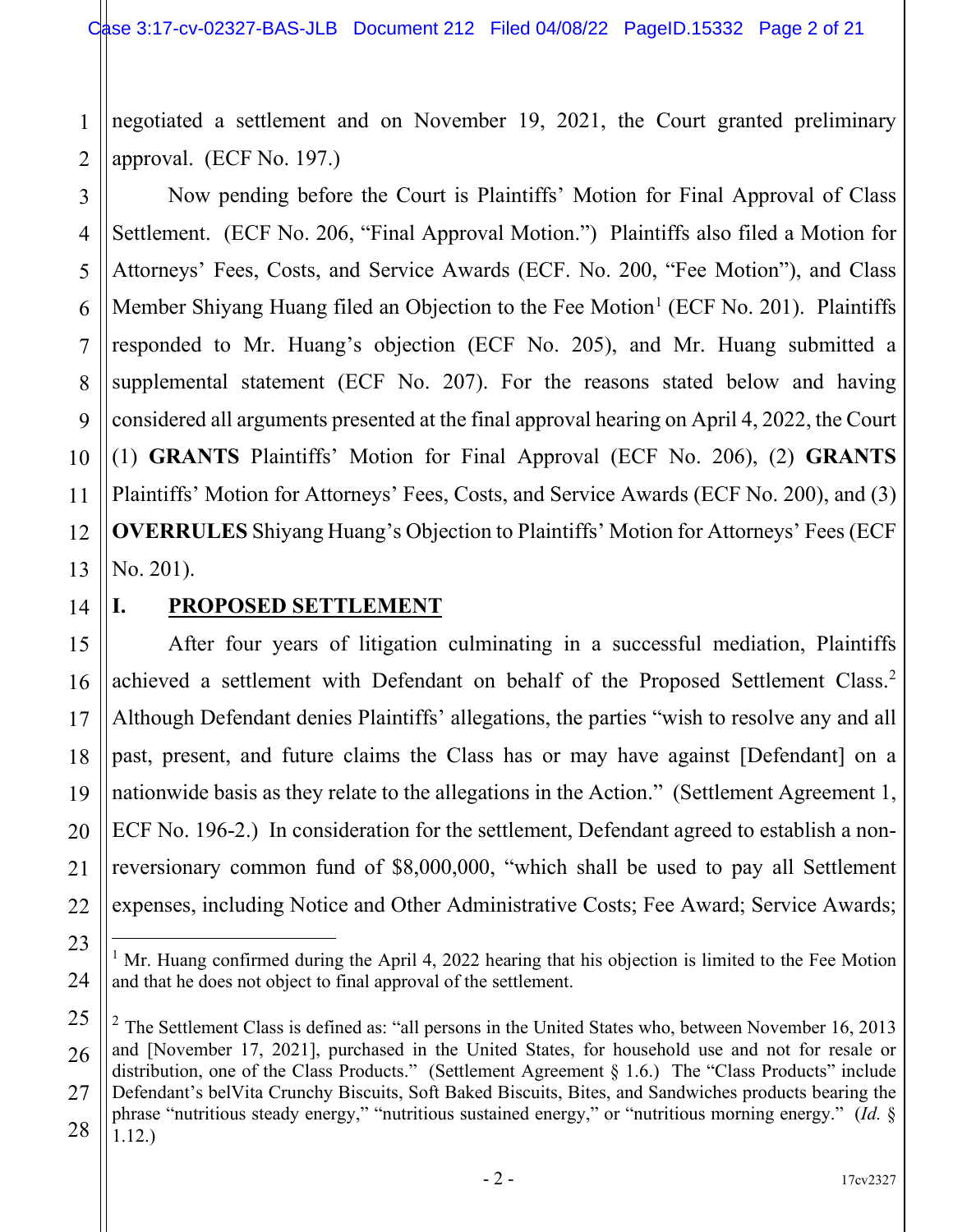negotiated a settlement and on November 19, 2021, the Court granted preliminary approval. (ECF No. 197.)

Now pending before the Court is Plaintiffs' Motion for Final Approval of Class Settlement. (ECF No. 206, "Final Approval Motion.") Plaintiffs also filed a Motion for Attorneys' Fees, Costs, and Service Awards (ECF. No. 200, "Fee Motion"), and Class Member Shiyang Huang filed an Objection to the Fee Motion[1] (ECF No. 201). Plaintiffs responded to Mr. Huang's objection (ECF No. 205), and Mr. Huang submitted a supplemental statement (ECF No. 207). For the reasons stated below and having considered all arguments presented at the final approval hearing on April 4, 2022, the Court (1) **GRANTS** Plaintiffs' Motion for Final Approval (ECF No. 206), (2) **GRANTS** Plaintiffs' Motion for Attorneys' Fees, Costs, and Service Awards (ECF No. 200), and (3) **OVERRULES** Shiyang Huang's Objection to Plaintiffs' Motion for Attorneys' Fees (ECF No. 201).

## I. PROPOSED SETTLEMENT

After four years of litigation culminating in a successful mediation, Plaintiffs achieved a settlement with Defendant on behalf of the Proposed Settlement Class.[2] Although Defendant denies Plaintiffs' allegations, the parties "wish to resolve any and all past, present, and future claims the Class has or may have against [Defendant] on a nationwide basis as they relate to the allegations in the Action." (Settlement Agreement 1, ECF No. 196-2.) In consideration for the settlement, Defendant agreed to establish a non-reversionary common fund of $8,000,000, "which shall be used to pay all Settlement expenses, including Notice and Other Administrative Costs; Fee Award; Service Awards;

---

[1] Mr. Huang confirmed during the April 4, 2022 hearing that his objection is limited to the Fee Motion and that he does not object to final approval of the settlement.

[2] The Settlement Class is defined as: "all persons in the United States who, between November 16, 2013 and [November 17, 2021], purchased in the United States, for household use and not for resale or distribution, one of the Class Products." (Settlement Agreement § 1.6.) The "Class Products" include Defendant's belVita Crunchy Biscuits, Soft Baked Biscuits, Bites, and Sandwiches products bearing the phrase "nutritious steady energy," "nutritious sustained energy," or "nutritious morning energy." (*Id.* § 1.12.)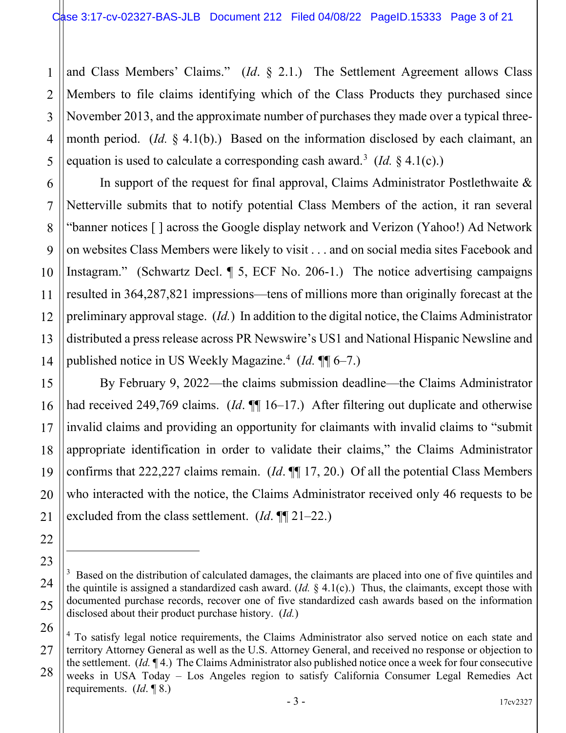and Class Members' Claims." (*Id*. § 2.1.) The Settlement Agreement allows Class Members to file claims identifying which of the Class Products they purchased since November 2013, and the approximate number of purchases they made over a typical three-month period. (*Id*. § 4.1(b).) Based on the information disclosed by each claimant, an equation is used to calculate a corresponding cash award.[3] (*Id.* § 4.1(c).)

In support of the request for final approval, Claims Administrator Postlethwaite & Netterville submits that to notify potential Class Members of the action, it ran several "banner notices [ ] across the Google display network and Verizon (Yahoo!) Ad Network on websites Class Members were likely to visit . . . and on social media sites Facebook and Instagram." (Schwartz Decl. ¶ 5, ECF No. 206-1.) The notice advertising campaigns resulted in 364,287,821 impressions—tens of millions more than originally forecast at the preliminary approval stage. (*Id.*) In addition to the digital notice, the Claims Administrator distributed a press release across PR Newswire's US1 and National Hispanic Newsline and published notice in US Weekly Magazine.[4] (*Id.* ¶¶ 6–7.)

By February 9, 2022—the claims submission deadline—the Claims Administrator had received 249,769 claims. (*Id*. ¶¶ 16–17.) After filtering out duplicate and otherwise invalid claims and providing an opportunity for claimants with invalid claims to "submit appropriate identification in order to validate their claims," the Claims Administrator confirms that 222,227 claims remain. (*Id*. ¶¶ 17, 20.) Of all the potential Class Members who interacted with the notice, the Claims Administrator received only 46 requests to be excluded from the class settlement. (*Id*. ¶¶ 21–22.)

---

[3] Based on the distribution of calculated damages, the claimants are placed into one of five quintiles and the quintile is assigned a standardized cash award. (*Id.* § 4.1(c).) Thus, the claimants, except those with documented purchase records, recover one of five standardized cash awards based on the information disclosed about their product purchase history. (*Id.*)

[4] To satisfy legal notice requirements, the Claims Administrator also served notice on each state and territory Attorney General as well as the U.S. Attorney General, and received no response or objection to the settlement. (*Id.* ¶ 4.) The Claims Administrator also published notice once a week for four consecutive weeks in USA Today – Los Angeles region to satisfy California Consumer Legal Remedies Act requirements. (*Id.* ¶ 8.)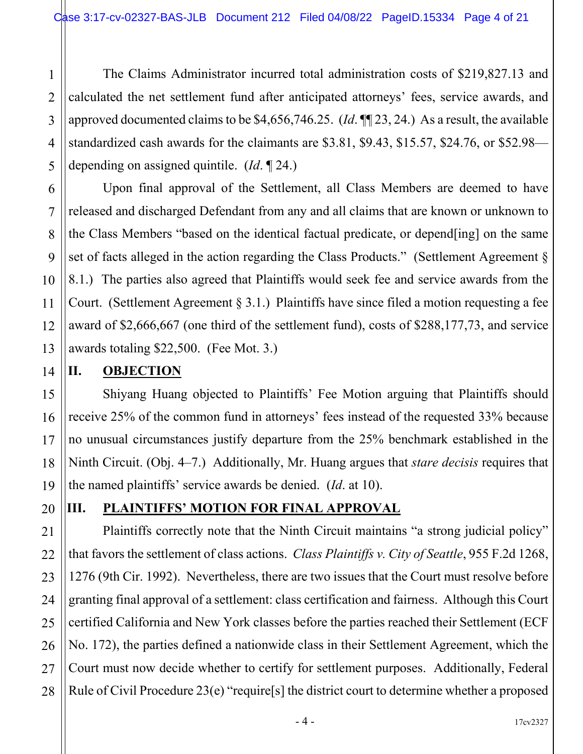The Claims Administrator incurred total administration costs of $219,827.13 and calculated the net settlement fund after anticipated attorneys' fees, service awards, and approved documented claims to be $4,656,746.25. (*Id*. ¶¶ 23, 24.) As a result, the available standardized cash awards for the claimants are $3.81, $9.43, $15.57, $24.76, or $52.98—depending on assigned quintile. (*Id*. ¶ 24.)

Upon final approval of the Settlement, all Class Members are deemed to have released and discharged Defendant from any and all claims that are known or unknown to the Class Members "based on the identical factual predicate, or depend[ing] on the same set of facts alleged in the action regarding the Class Products." (Settlement Agreement § 8.1.) The parties also agreed that Plaintiffs would seek fee and service awards from the Court. (Settlement Agreement § 3.1.) Plaintiffs have since filed a motion requesting a fee award of $2,666,667 (one third of the settlement fund), costs of $288,177,73, and service awards totaling $22,500. (Fee Mot. 3.)

## II. OBJECTION

Shiyang Huang objected to Plaintiffs' Fee Motion arguing that Plaintiffs should receive 25% of the common fund in attorneys' fees instead of the requested 33% because no unusual circumstances justify departure from the 25% benchmark established in the Ninth Circuit. (Obj. 4–7.) Additionally, Mr. Huang argues that *stare decisis* requires that the named plaintiffs' service awards be denied. (*Id*. at 10).

## III. PLAINTIFFS' MOTION FOR FINAL APPROVAL

Plaintiffs correctly note that the Ninth Circuit maintains "a strong judicial policy" that favors the settlement of class actions. *Class Plaintiffs v. City of Seattle*, 955 F.2d 1268, 1276 (9th Cir. 1992). Nevertheless, there are two issues that the Court must resolve before granting final approval of a settlement: class certification and fairness. Although this Court certified California and New York classes before the parties reached their Settlement (ECF No. 172), the parties defined a nationwide class in their Settlement Agreement, which the Court must now decide whether to certify for settlement purposes. Additionally, Federal Rule of Civil Procedure 23(e) "require[s] the district court to determine whether a proposed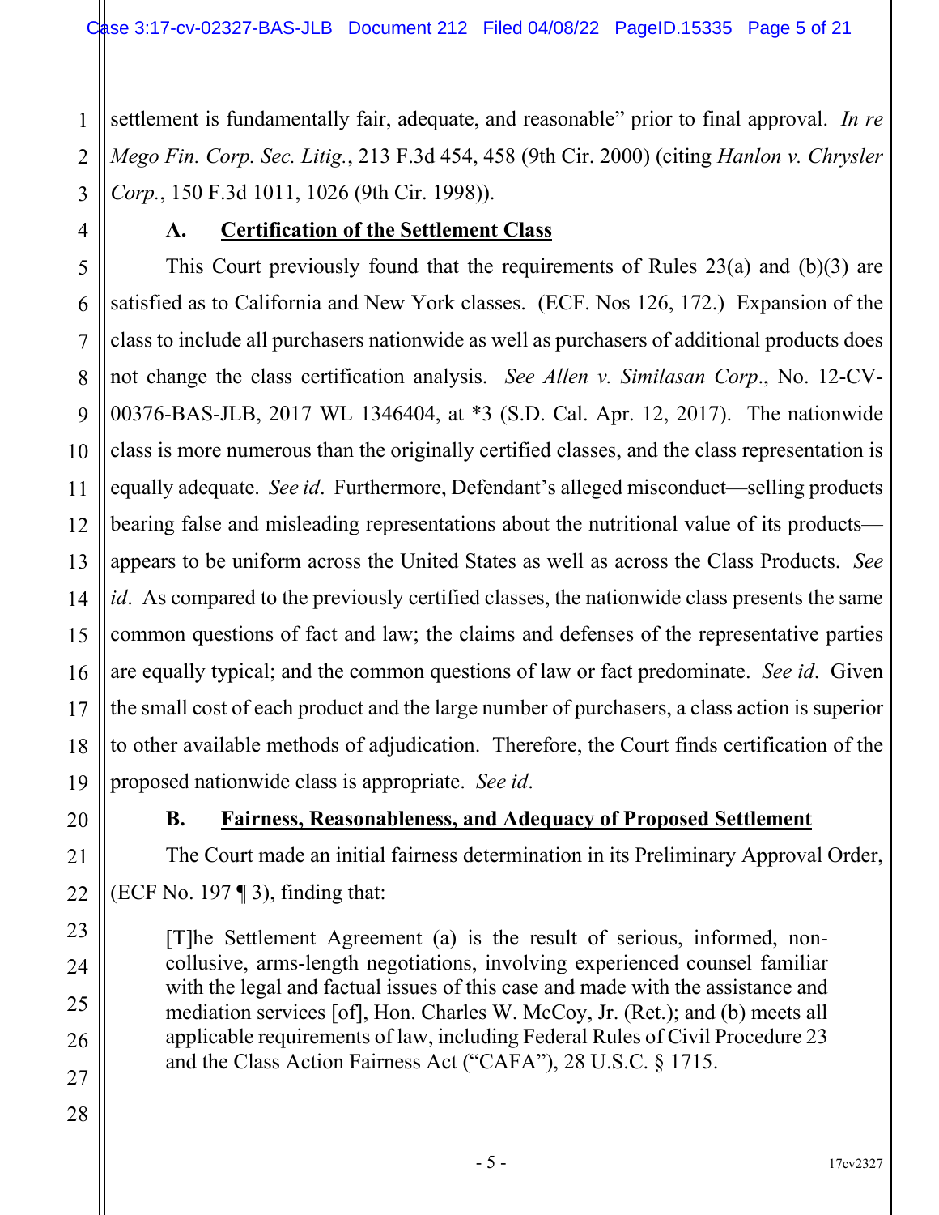settlement is fundamentally fair, adequate, and reasonable" prior to final approval. *In re Mego Fin. Corp. Sec. Litig.*, 213 F.3d 454, 458 (9th Cir. 2000) (citing *Hanlon v. Chrysler Corp.*, 150 F.3d 1011, 1026 (9th Cir. 1998)).

### A. Certification of the Settlement Class

This Court previously found that the requirements of Rules 23(a) and (b)(3) are satisfied as to California and New York classes. (ECF. Nos 126, 172.) Expansion of the class to include all purchasers nationwide as well as purchasers of additional products does not change the class certification analysis. *See Allen v. Similasan Corp*., No. 12-CV-00376-BAS-JLB, 2017 WL 1346404, at *3 (S.D. Cal. Apr. 12, 2017). The nationwide class is more numerous than the originally certified classes, and the class representation is equally adequate. *See id*. Furthermore, Defendant's alleged misconduct—selling products bearing false and misleading representations about the nutritional value of its products—appears to be uniform across the United States as well as across the Class Products. *See id*. As compared to the previously certified classes, the nationwide class presents the same common questions of fact and law; the claims and defenses of the representative parties are equally typical; and the common questions of law or fact predominate. *See id*. Given the small cost of each product and the large number of purchasers, a class action is superior to other available methods of adjudication. Therefore, the Court finds certification of the proposed nationwide class is appropriate. *See id*.

### B. Fairness, Reasonableness, and Adequacy of Proposed Settlement

The Court made an initial fairness determination in its Preliminary Approval Order, (ECF No. 197 ¶ 3), finding that:

> [T]he Settlement Agreement (a) is the result of serious, informed, non-collusive, arms-length negotiations, involving experienced counsel familiar with the legal and factual issues of this case and made with the assistance and mediation services [of], Hon. Charles W. McCoy, Jr. (Ret.); and (b) meets all applicable requirements of law, including Federal Rules of Civil Procedure 23 and the Class Action Fairness Act ("CAFA"), 28 U.S.C. § 1715.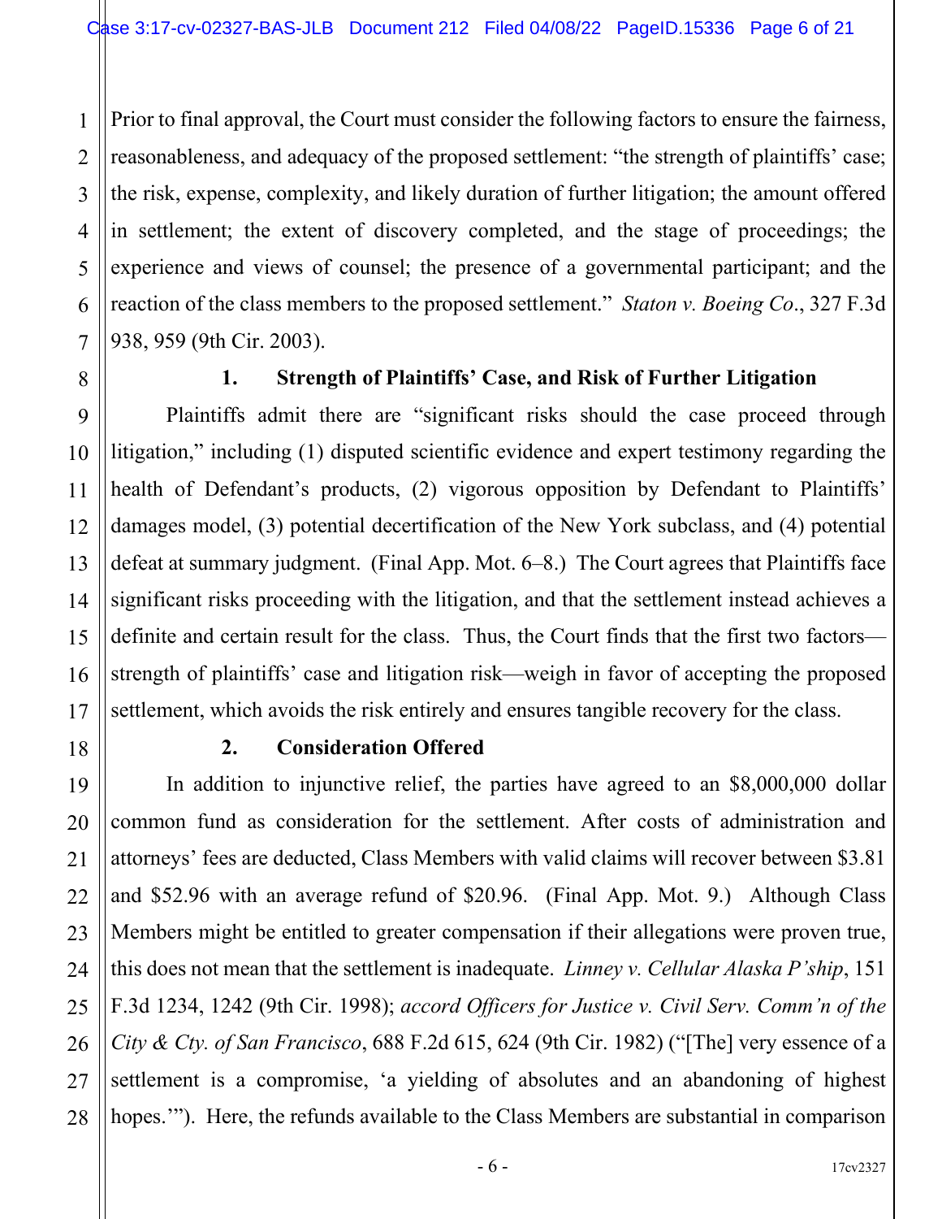Prior to final approval, the Court must consider the following factors to ensure the fairness, reasonableness, and adequacy of the proposed settlement: "the strength of plaintiffs' case; the risk, expense, complexity, and likely duration of further litigation; the amount offered in settlement; the extent of discovery completed, and the stage of proceedings; the experience and views of counsel; the presence of a governmental participant; and the reaction of the class members to the proposed settlement." *Staton v. Boeing Co*., 327 F.3d 938, 959 (9th Cir. 2003).

**1. Strength of Plaintiffs' Case, and Risk of Further Litigation**

Plaintiffs admit there are "significant risks should the case proceed through litigation," including (1) disputed scientific evidence and expert testimony regarding the health of Defendant's products, (2) vigorous opposition by Defendant to Plaintiffs' damages model, (3) potential decertification of the New York subclass, and (4) potential defeat at summary judgment. (Final App. Mot. 6–8.) The Court agrees that Plaintiffs face significant risks proceeding with the litigation, and that the settlement instead achieves a definite and certain result for the class. Thus, the Court finds that the first two factors—strength of plaintiffs' case and litigation risk—weigh in favor of accepting the proposed settlement, which avoids the risk entirely and ensures tangible recovery for the class.

**2. Consideration Offered**

In addition to injunctive relief, the parties have agreed to an $8,000,000 dollar common fund as consideration for the settlement. After costs of administration and attorneys' fees are deducted, Class Members with valid claims will recover between $3.81 and $52.96 with an average refund of $20.96. (Final App. Mot. 9.) Although Class Members might be entitled to greater compensation if their allegations were proven true, this does not mean that the settlement is inadequate. *Linney v. Cellular Alaska P'ship*, 151 F.3d 1234, 1242 (9th Cir. 1998); *accord Officers for Justice v. Civil Serv. Comm'n of the City & Cty. of San Francisco*, 688 F.2d 615, 624 (9th Cir. 1982) ("[The] very essence of a settlement is a compromise, 'a yielding of absolutes and an abandoning of highest hopes.'"). Here, the refunds available to the Class Members are substantial in comparison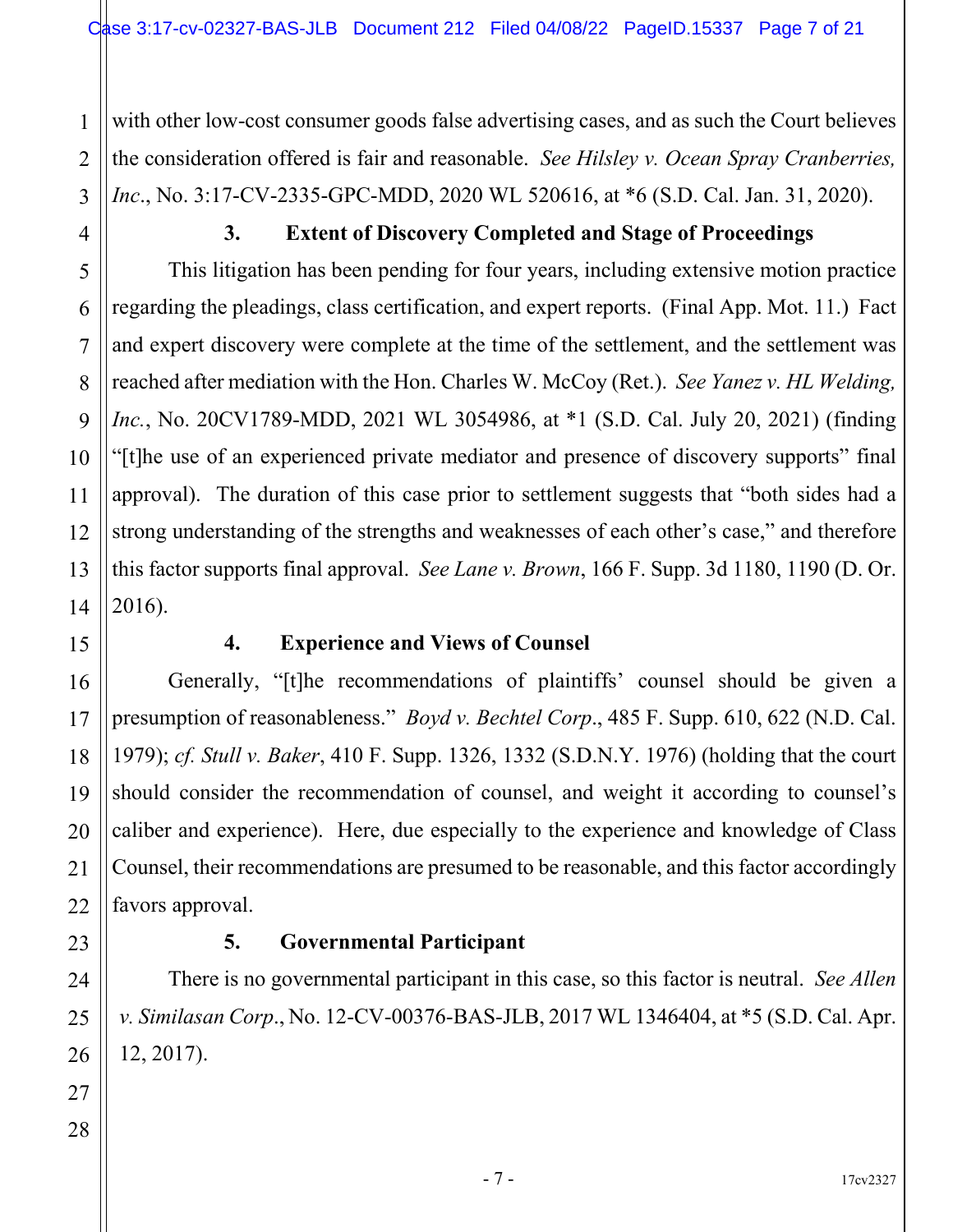with other low-cost consumer goods false advertising cases, and as such the Court believes the consideration offered is fair and reasonable. *See Hilsley v. Ocean Spray Cranberries, Inc.*, No. 3:17-CV-2335-GPC-MDD, 2020 WL 520616, at *6 (S.D. Cal. Jan. 31, 2020).

### 3. Extent of Discovery Completed and Stage of Proceedings

This litigation has been pending for four years, including extensive motion practice regarding the pleadings, class certification, and expert reports. (Final App. Mot. 11.) Fact and expert discovery were complete at the time of the settlement, and the settlement was reached after mediation with the Hon. Charles W. McCoy (Ret.). *See Yanez v. HL Welding, Inc.*, No. 20CV1789-MDD, 2021 WL 3054986, at *1 (S.D. Cal. July 20, 2021) (finding "[t]he use of an experienced private mediator and presence of discovery supports" final approval). The duration of this case prior to settlement suggests that "both sides had a strong understanding of the strengths and weaknesses of each other's case," and therefore this factor supports final approval. *See Lane v. Brown*, 166 F. Supp. 3d 1180, 1190 (D. Or. 2016).

### 4. Experience and Views of Counsel

Generally, "[t]he recommendations of plaintiffs' counsel should be given a presumption of reasonableness." *Boyd v. Bechtel Corp.*, 485 F. Supp. 610, 622 (N.D. Cal. 1979); *cf. Stull v. Baker*, 410 F. Supp. 1326, 1332 (S.D.N.Y. 1976) (holding that the court should consider the recommendation of counsel, and weight it according to counsel's caliber and experience). Here, due especially to the experience and knowledge of Class Counsel, their recommendations are presumed to be reasonable, and this factor accordingly favors approval.

### 5. Governmental Participant

There is no governmental participant in this case, so this factor is neutral. *See Allen v. Similasan Corp.*, No. 12-CV-00376-BAS-JLB, 2017 WL 1346404, at *5 (S.D. Cal. Apr. 12, 2017).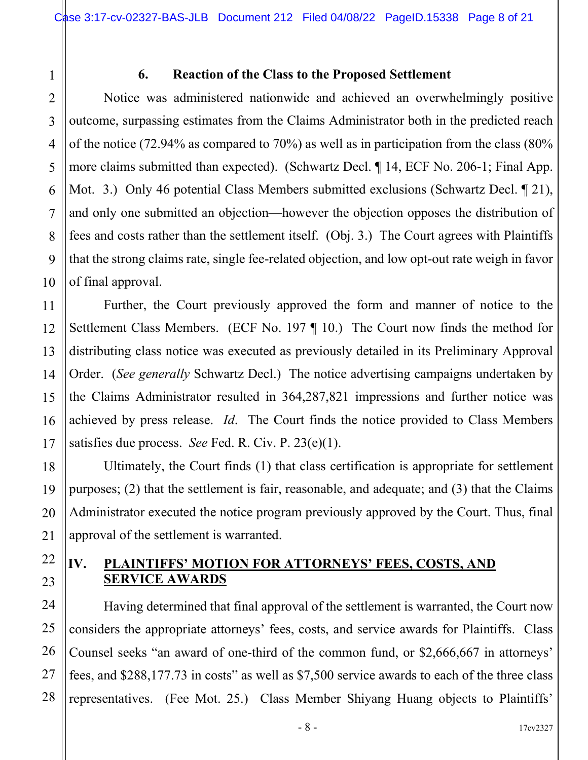### 6. Reaction of the Class to the Proposed Settlement

Notice was administered nationwide and achieved an overwhelmingly positive outcome, surpassing estimates from the Claims Administrator both in the predicted reach of the notice (72.94% as compared to 70%) as well as in participation from the class (80% more claims submitted than expected). (Schwartz Decl. ¶ 14, ECF No. 206-1; Final App. Mot. 3.) Only 46 potential Class Members submitted exclusions (Schwartz Decl. ¶ 21), and only one submitted an objection—however the objection opposes the distribution of fees and costs rather than the settlement itself. (Obj. 3.) The Court agrees with Plaintiffs that the strong claims rate, single fee-related objection, and low opt-out rate weigh in favor of final approval.

Further, the Court previously approved the form and manner of notice to the Settlement Class Members. (ECF No. 197 ¶ 10.) The Court now finds the method for distributing class notice was executed as previously detailed in its Preliminary Approval Order. (*See generally* Schwartz Decl.) The notice advertising campaigns undertaken by the Claims Administrator resulted in 364,287,821 impressions and further notice was achieved by press release. *Id*. The Court finds the notice provided to Class Members satisfies due process. *See* Fed. R. Civ. P. 23(e)(1).

Ultimately, the Court finds (1) that class certification is appropriate for settlement purposes; (2) that the settlement is fair, reasonable, and adequate; and (3) that the Claims Administrator executed the notice program previously approved by the Court. Thus, final approval of the settlement is warranted.

## IV. PLAINTIFFS' MOTION FOR ATTORNEYS' FEES, COSTS, AND SERVICE AWARDS

Having determined that final approval of the settlement is warranted, the Court now considers the appropriate attorneys' fees, costs, and service awards for Plaintiffs. Class Counsel seeks "an award of one-third of the common fund, or $2,666,667 in attorneys' fees, and $288,177.73 in costs" as well as $7,500 service awards to each of the three class representatives. (Fee Mot. 25.) Class Member Shiyang Huang objects to Plaintiffs'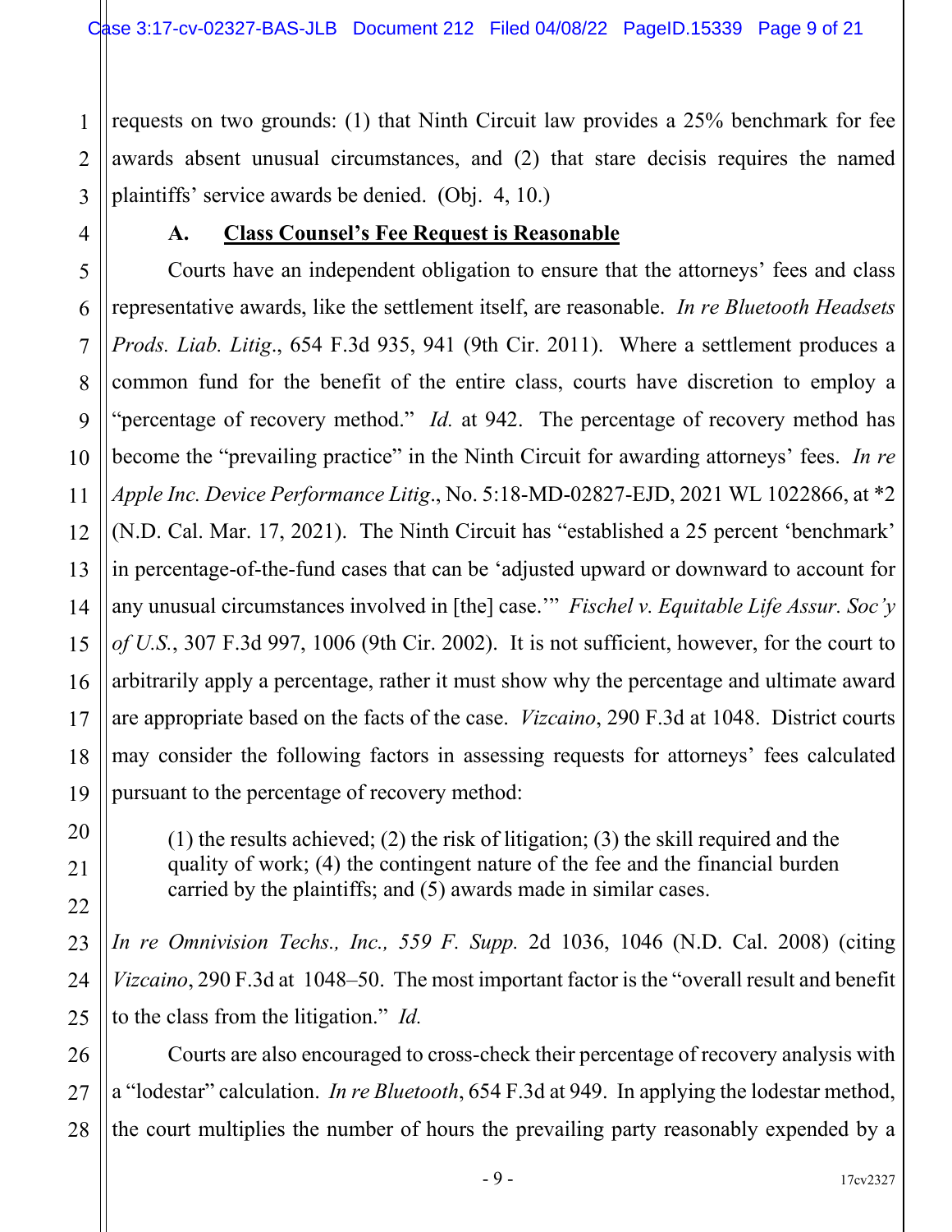requests on two grounds: (1) that Ninth Circuit law provides a 25% benchmark for fee awards absent unusual circumstances, and (2) that stare decisis requires the named plaintiffs' service awards be denied. (Obj. 4, 10.)

### A. Class Counsel's Fee Request is Reasonable

Courts have an independent obligation to ensure that the attorneys' fees and class representative awards, like the settlement itself, are reasonable. *In re Bluetooth Headsets Prods. Liab. Litig*., 654 F.3d 935, 941 (9th Cir. 2011). Where a settlement produces a common fund for the benefit of the entire class, courts have discretion to employ a "percentage of recovery method." *Id.* at 942. The percentage of recovery method has become the "prevailing practice" in the Ninth Circuit for awarding attorneys' fees. *In re Apple Inc. Device Performance Litig*., No. 5:18-MD-02827-EJD, 2021 WL 1022866, at *2 (N.D. Cal. Mar. 17, 2021). The Ninth Circuit has "established a 25 percent 'benchmark' in percentage-of-the-fund cases that can be 'adjusted upward or downward to account for any unusual circumstances involved in [the] case.'" *Fischel v. Equitable Life Assur. Soc'y of U.S.*, 307 F.3d 997, 1006 (9th Cir. 2002). It is not sufficient, however, for the court to arbitrarily apply a percentage, rather it must show why the percentage and ultimate award are appropriate based on the facts of the case. *Vizcaino*, 290 F.3d at 1048. District courts may consider the following factors in assessing requests for attorneys' fees calculated pursuant to the percentage of recovery method:

> (1) the results achieved; (2) the risk of litigation; (3) the skill required and the quality of work; (4) the contingent nature of the fee and the financial burden carried by the plaintiffs; and (5) awards made in similar cases.

*In re Omnivision Techs., Inc., 559 F. Supp.* 2d 1036, 1046 (N.D. Cal. 2008) (citing *Vizcaino*, 290 F.3d at 1048–50. The most important factor is the "overall result and benefit to the class from the litigation." *Id.*

Courts are also encouraged to cross-check their percentage of recovery analysis with a "lodestar" calculation. *In re Bluetooth*, 654 F.3d at 949. In applying the lodestar method, the court multiplies the number of hours the prevailing party reasonably expended by a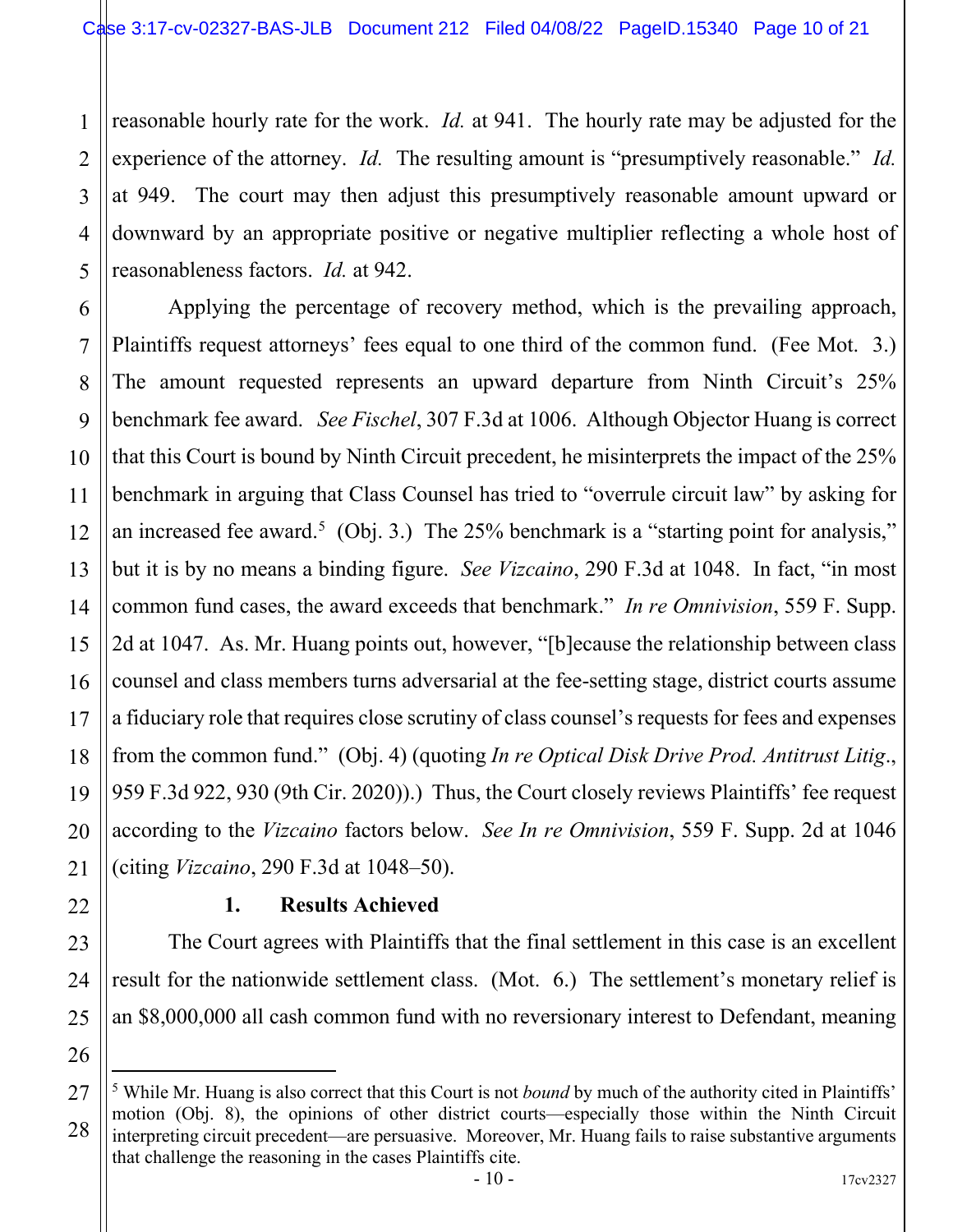reasonable hourly rate for the work. *Id.* at 941. The hourly rate may be adjusted for the experience of the attorney. *Id.* The resulting amount is "presumptively reasonable." *Id.* at 949. The court may then adjust this presumptively reasonable amount upward or downward by an appropriate positive or negative multiplier reflecting a whole host of reasonableness factors. *Id.* at 942.

Applying the percentage of recovery method, which is the prevailing approach, Plaintiffs request attorneys' fees equal to one third of the common fund. (Fee Mot. 3.) The amount requested represents an upward departure from Ninth Circuit's 25% benchmark fee award. *See Fischel*, 307 F.3d at 1006. Although Objector Huang is correct that this Court is bound by Ninth Circuit precedent, he misinterprets the impact of the 25% benchmark in arguing that Class Counsel has tried to "overrule circuit law" by asking for an increased fee award.[5] (Obj. 3.) The 25% benchmark is a "starting point for analysis," but it is by no means a binding figure. *See Vizcaino*, 290 F.3d at 1048. In fact, "in most common fund cases, the award exceeds that benchmark." *In re Omnivision*, 559 F. Supp. 2d at 1047. As Mr. Huang points out, however, "[b]ecause the relationship between class counsel and class members turns adversarial at the fee-setting stage, district courts assume a fiduciary role that requires close scrutiny of class counsel's requests for fees and expenses from the common fund." (Obj. 4) (quoting *In re Optical Disk Drive Prod. Antitrust Litig.*, 959 F.3d 922, 930 (9th Cir. 2020)).) Thus, the Court closely reviews Plaintiffs' fee request according to the *Vizcaino* factors below. *See In re Omnivision*, 559 F. Supp. 2d at 1046 (citing *Vizcaino*, 290 F.3d at 1048–50).

### 1. Results Achieved

The Court agrees with Plaintiffs that the final settlement in this case is an excellent result for the nationwide settlement class. (Mot. 6.) The settlement's monetary relief is an $8,000,000 all cash common fund with no reversionary interest to Defendant, meaning

---

[5] While Mr. Huang is also correct that this Court is not *bound* by much of the authority cited in Plaintiffs' motion (Obj. 8), the opinions of other district courts—especially those within the Ninth Circuit interpreting circuit precedent—are persuasive. Moreover, Mr. Huang fails to raise substantive arguments that challenge the reasoning in the cases Plaintiffs cite.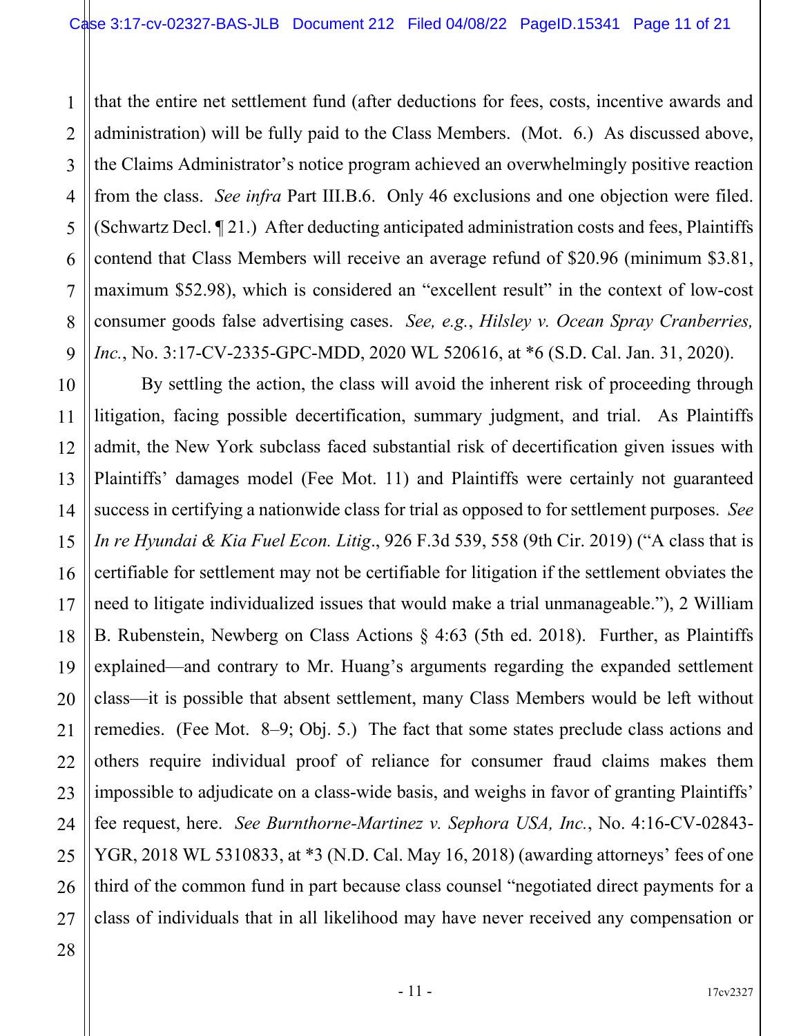that the entire net settlement fund (after deductions for fees, costs, incentive awards and administration) will be fully paid to the Class Members. (Mot. 6.) As discussed above, the Claims Administrator's notice program achieved an overwhelmingly positive reaction from the class. *See infra* Part III.B.6. Only 46 exclusions and one objection were filed. (Schwartz Decl. ¶ 21.) After deducting anticipated administration costs and fees, Plaintiffs contend that Class Members will receive an average refund of $20.96 (minimum $3.81, maximum $52.98), which is considered an "excellent result" in the context of low-cost consumer goods false advertising cases. *See, e.g.*, *Hilsley v. Ocean Spray Cranberries, Inc.*, No. 3:17-CV-2335-GPC-MDD, 2020 WL 520616, at *6 (S.D. Cal. Jan. 31, 2020).

By settling the action, the class will avoid the inherent risk of proceeding through litigation, facing possible decertification, summary judgment, and trial. As Plaintiffs admit, the New York subclass faced substantial risk of decertification given issues with Plaintiffs' damages model (Fee Mot. 11) and Plaintiffs were certainly not guaranteed success in certifying a nationwide class for trial as opposed to for settlement purposes. *See In re Hyundai & Kia Fuel Econ. Litig.*, 926 F.3d 539, 558 (9th Cir. 2019) ("A class that is certifiable for settlement may not be certifiable for litigation if the settlement obviates the need to litigate individualized issues that would make a trial unmanageable."), 2 William B. Rubenstein, Newberg on Class Actions § 4:63 (5th ed. 2018). Further, as Plaintiffs explained—and contrary to Mr. Huang's arguments regarding the expanded settlement class—it is possible that absent settlement, many Class Members would be left without remedies. (Fee Mot. 8–9; Obj. 5.) The fact that some states preclude class actions and others require individual proof of reliance for consumer fraud claims makes them impossible to adjudicate on a class-wide basis, and weighs in favor of granting Plaintiffs' fee request, here. *See Burnthorne-Martinez v. Sephora USA, Inc.*, No. 4:16-CV-02843-YGR, 2018 WL 5310833, at *3 (N.D. Cal. May 16, 2018) (awarding attorneys' fees of one third of the common fund in part because class counsel "negotiated direct payments for a class of individuals that in all likelihood may have never received any compensation or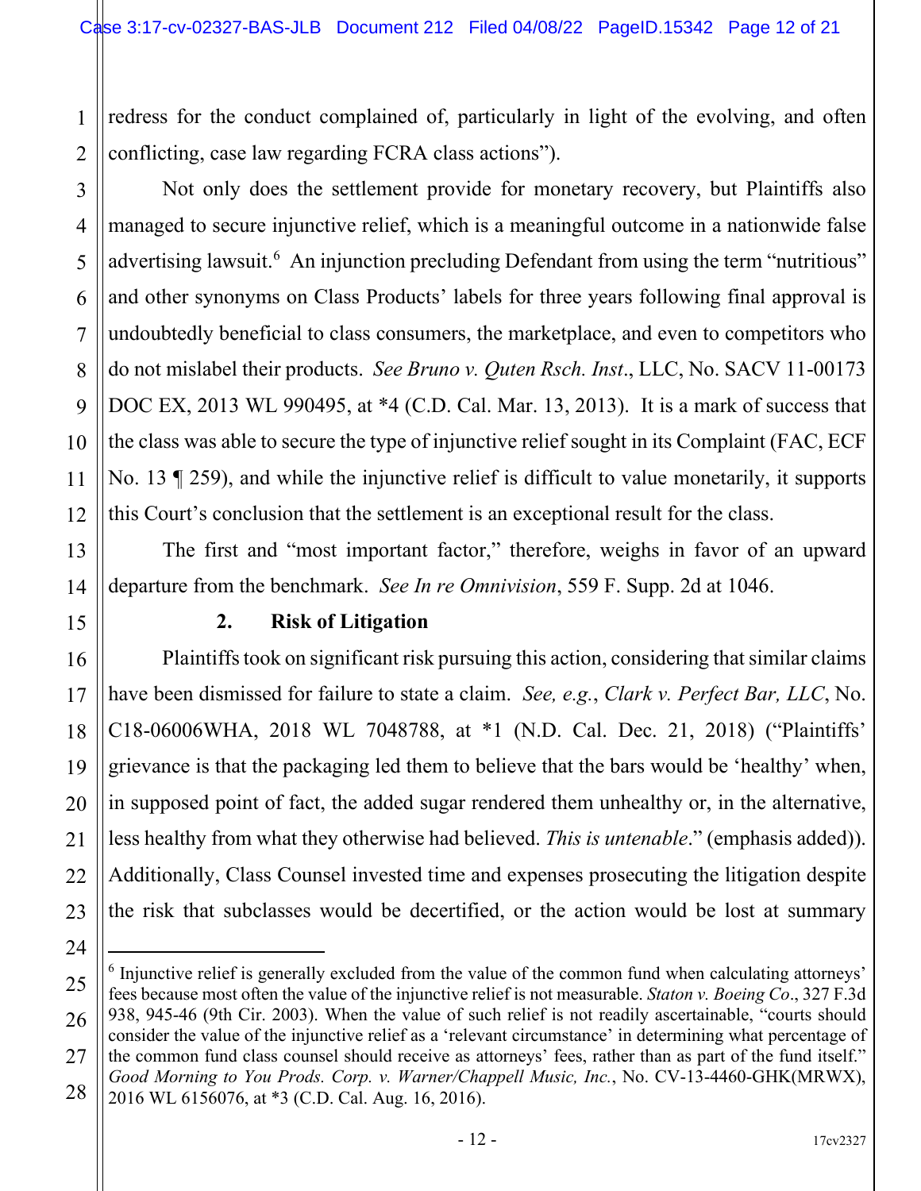redress for the conduct complained of, particularly in light of the evolving, and often conflicting, case law regarding FCRA class actions").

Not only does the settlement provide for monetary recovery, but Plaintiffs also managed to secure injunctive relief, which is a meaningful outcome in a nationwide false advertising lawsuit.[6] An injunction precluding Defendant from using the term "nutritious" and other synonyms on Class Products' labels for three years following final approval is undoubtedly beneficial to class consumers, the marketplace, and even to competitors who do not mislabel their products. *See Bruno v. Quten Rsch. Inst*., LLC, No. SACV 11-00173 DOC EX, 2013 WL 990495, at *4 (C.D. Cal. Mar. 13, 2013). It is a mark of success that the class was able to secure the type of injunctive relief sought in its Complaint (FAC, ECF No. 13 ¶ 259), and while the injunctive relief is difficult to value monetarily, it supports this Court's conclusion that the settlement is an exceptional result for the class.

The first and "most important factor," therefore, weighs in favor of an upward departure from the benchmark. *See In re Omnivision*, 559 F. Supp. 2d at 1046.

**2. Risk of Litigation**

Plaintiffs took on significant risk pursuing this action, considering that similar claims have been dismissed for failure to state a claim. *See, e.g.*, *Clark v. Perfect Bar, LLC*, No. C18-06006WHA, 2018 WL 7048788, at *1 (N.D. Cal. Dec. 21, 2018) ("Plaintiffs' grievance is that the packaging led them to believe that the bars would be 'healthy' when, in supposed point of fact, the added sugar rendered them unhealthy or, in the alternative, less healthy from what they otherwise had believed. *This is untenable*." (emphasis added)). Additionally, Class Counsel invested time and expenses prosecuting the litigation despite the risk that subclasses would be decertified, or the action would be lost at summary

[6] Injunctive relief is generally excluded from the value of the common fund when calculating attorneys' fees because most often the value of the injunctive relief is not measurable. *Staton v. Boeing Co*., 327 F.3d 938, 945-46 (9th Cir. 2003). When the value of such relief is not readily ascertainable, "courts should consider the value of the injunctive relief as a 'relevant circumstance' in determining what percentage of the common fund class counsel should receive as attorneys' fees, rather than as part of the fund itself." *Good Morning to You Prods. Corp. v. Warner/Chappell Music, Inc.*, No. CV-13-4460-GHK(MRWX), 2016 WL 6156076, at *3 (C.D. Cal. Aug. 16, 2016).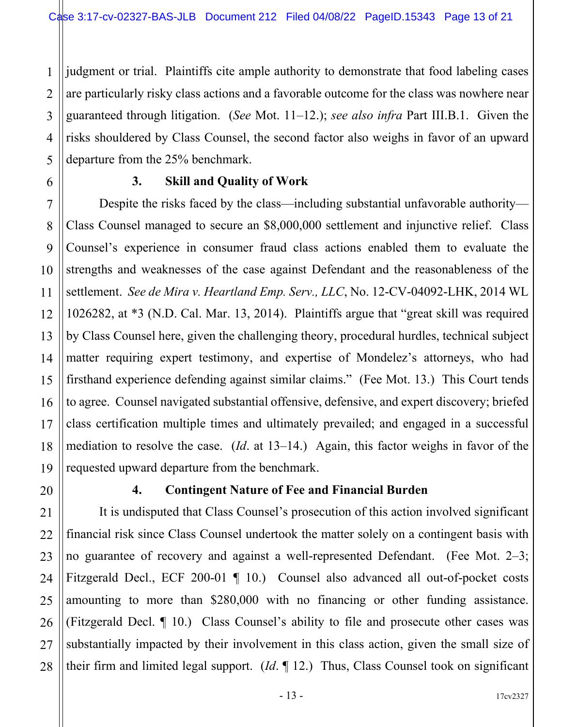judgment or trial. Plaintiffs cite ample authority to demonstrate that food labeling cases are particularly risky class actions and a favorable outcome for the class was nowhere near guaranteed through litigation. (*See* Mot. 11–12.); *see also infra* Part III.B.1. Given the risks shouldered by Class Counsel, the second factor also weighs in favor of an upward departure from the 25% benchmark.

### 3. Skill and Quality of Work

Despite the risks faced by the class—including substantial unfavorable authority—Class Counsel managed to secure an $8,000,000 settlement and injunctive relief. Class Counsel's experience in consumer fraud class actions enabled them to evaluate the strengths and weaknesses of the case against Defendant and the reasonableness of the settlement. *See de Mira v. Heartland Emp. Serv., LLC*, No. 12-CV-04092-LHK, 2014 WL 1026282, at *3 (N.D. Cal. Mar. 13, 2014). Plaintiffs argue that "great skill was required by Class Counsel here, given the challenging theory, procedural hurdles, technical subject matter requiring expert testimony, and expertise of Mondelez's attorneys, who had firsthand experience defending against similar claims." (Fee Mot. 13.) This Court tends to agree. Counsel navigated substantial offensive, defensive, and expert discovery; briefed class certification multiple times and ultimately prevailed; and engaged in a successful mediation to resolve the case. (*Id*. at 13–14.) Again, this factor weighs in favor of the requested upward departure from the benchmark.

### 4. Contingent Nature of Fee and Financial Burden

It is undisputed that Class Counsel's prosecution of this action involved significant financial risk since Class Counsel undertook the matter solely on a contingent basis with no guarantee of recovery and against a well-represented Defendant. (Fee Mot. 2–3; Fitzgerald Decl., ECF 200-01 ¶ 10.) Counsel also advanced all out-of-pocket costs amounting to more than $280,000 with no financing or other funding assistance. (Fitzgerald Decl. ¶ 10.) Class Counsel's ability to file and prosecute other cases was substantially impacted by their involvement in this class action, given the small size of their firm and limited legal support. (*Id*. ¶ 12.) Thus, Class Counsel took on significant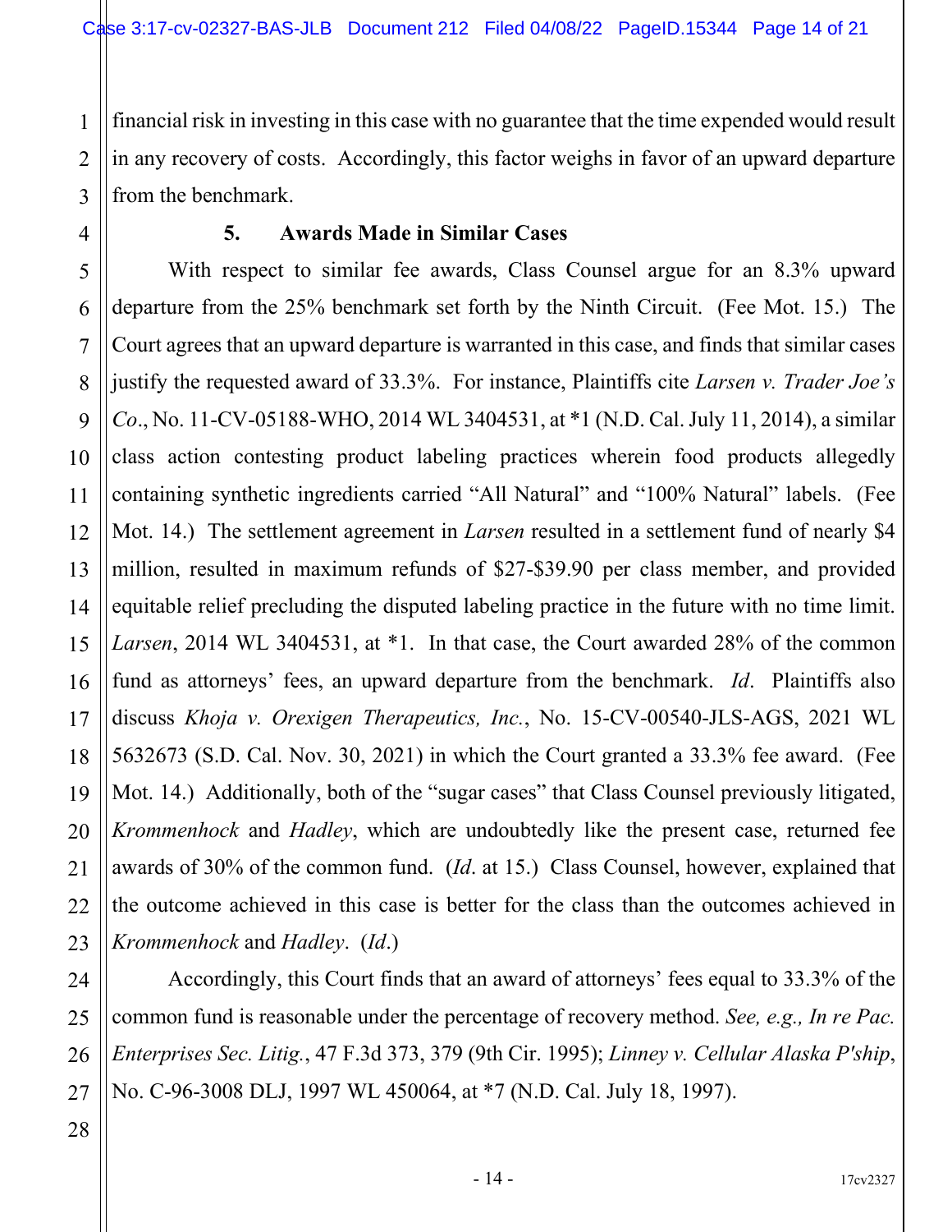financial risk in investing in this case with no guarantee that the time expended would result in any recovery of costs. Accordingly, this factor weighs in favor of an upward departure from the benchmark.

**5. Awards Made in Similar Cases**

With respect to similar fee awards, Class Counsel argue for an 8.3% upward departure from the 25% benchmark set forth by the Ninth Circuit. (Fee Mot. 15.) The Court agrees that an upward departure is warranted in this case, and finds that similar cases justify the requested award of 33.3%. For instance, Plaintiffs cite *Larsen v. Trader Joe's Co*., No. 11-CV-05188-WHO, 2014 WL 3404531, at *1 (N.D. Cal. July 11, 2014), a similar class action contesting product labeling practices wherein food products allegedly containing synthetic ingredients carried "All Natural" and "100% Natural" labels. (Fee Mot. 14.) The settlement agreement in *Larsen* resulted in a settlement fund of nearly $4 million, resulted in maximum refunds of $27-$39.90 per class member, and provided equitable relief precluding the disputed labeling practice in the future with no time limit. *Larsen*, 2014 WL 3404531, at *1. In that case, the Court awarded 28% of the common fund as attorneys' fees, an upward departure from the benchmark. *Id*. Plaintiffs also discuss *Khoja v. Orexigen Therapeutics, Inc.*, No. 15-CV-00540-JLS-AGS, 2021 WL 5632673 (S.D. Cal. Nov. 30, 2021) in which the Court granted a 33.3% fee award. (Fee Mot. 14.) Additionally, both of the "sugar cases" that Class Counsel previously litigated, *Krommenhock* and *Hadley*, which are undoubtedly like the present case, returned fee awards of 30% of the common fund. (*Id*. at 15.) Class Counsel, however, explained that the outcome achieved in this case is better for the class than the outcomes achieved in *Krommenhock* and *Hadley*. (*Id*.)

Accordingly, this Court finds that an award of attorneys' fees equal to 33.3% of the common fund is reasonable under the percentage of recovery method. *See, e.g., In re Pac. Enterprises Sec. Litig.*, 47 F.3d 373, 379 (9th Cir. 1995); *Linney v. Cellular Alaska P'ship*, No. C-96-3008 DLJ, 1997 WL 450064, at *7 (N.D. Cal. July 18, 1997).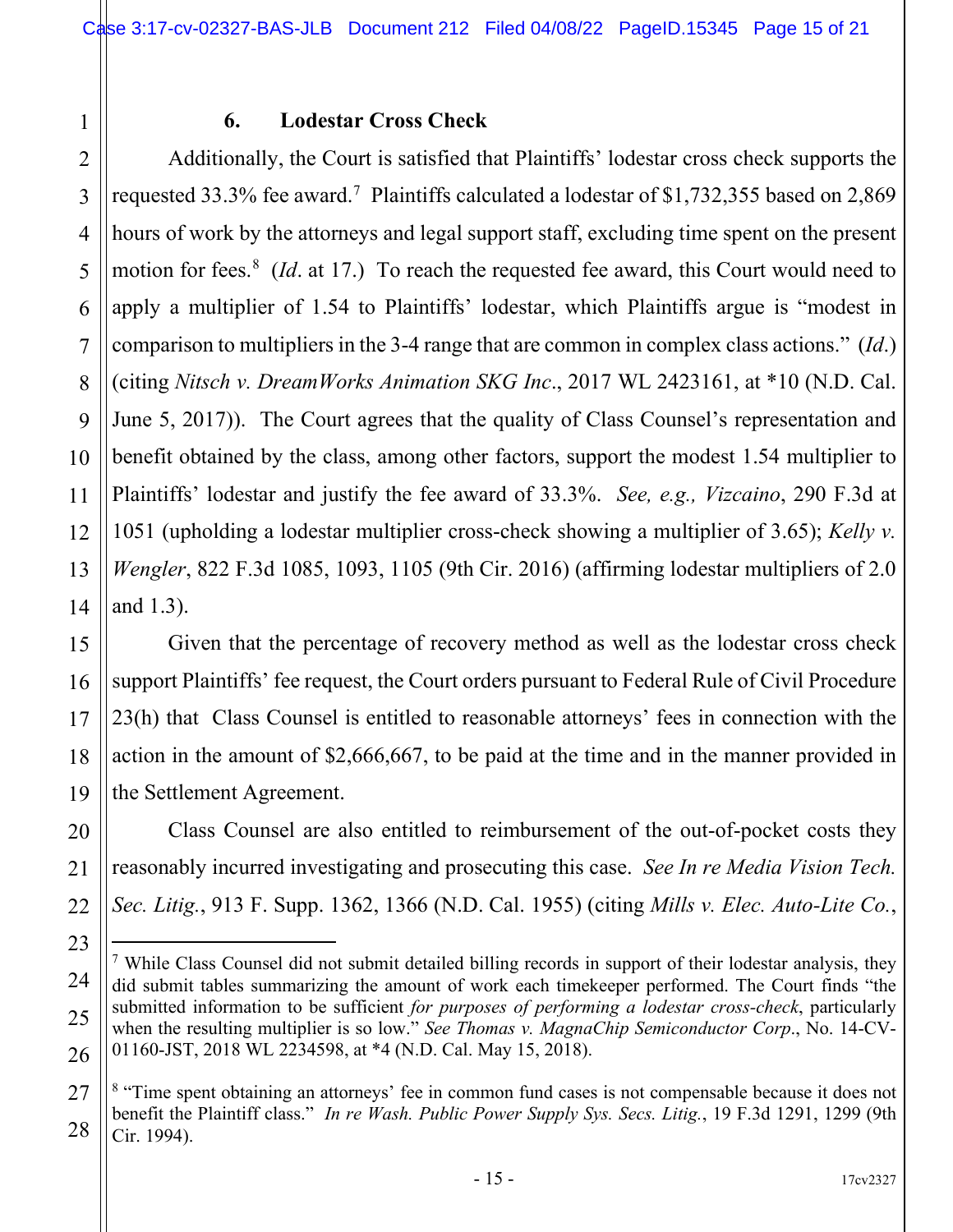### 6. Lodestar Cross Check

Additionally, the Court is satisfied that Plaintiffs' lodestar cross check supports the requested 33.3% fee award.[7] Plaintiffs calculated a lodestar of $1,732,355 based on 2,869 hours of work by the attorneys and legal support staff, excluding time spent on the present motion for fees.[8] (*Id*. at 17.) To reach the requested fee award, this Court would need to apply a multiplier of 1.54 to Plaintiffs' lodestar, which Plaintiffs argue is "modest in comparison to multipliers in the 3-4 range that are common in complex class actions." (*Id*.) (citing *Nitsch v. DreamWorks Animation SKG Inc*., 2017 WL 2423161, at *10 (N.D. Cal. June 5, 2017)). The Court agrees that the quality of Class Counsel's representation and benefit obtained by the class, among other factors, support the modest 1.54 multiplier to Plaintiffs' lodestar and justify the fee award of 33.3%. *See, e.g., Vizcaino*, 290 F.3d at 1051 (upholding a lodestar multiplier cross-check showing a multiplier of 3.65); *Kelly v. Wengler*, 822 F.3d 1085, 1093, 1105 (9th Cir. 2016) (affirming lodestar multipliers of 2.0 and 1.3).

Given that the percentage of recovery method as well as the lodestar cross check support Plaintiffs' fee request, the Court orders pursuant to Federal Rule of Civil Procedure 23(h) that Class Counsel is entitled to reasonable attorneys' fees in connection with the action in the amount of $2,666,667, to be paid at the time and in the manner provided in the Settlement Agreement.

Class Counsel are also entitled to reimbursement of the out-of-pocket costs they reasonably incurred investigating and prosecuting this case. *See In re Media Vision Tech. Sec. Litig.*, 913 F. Supp. 1362, 1366 (N.D. Cal. 1955) (citing *Mills v. Elec. Auto-Lite Co.*,

---

[7] While Class Counsel did not submit detailed billing records in support of their lodestar analysis, they did submit tables summarizing the amount of work each timekeeper performed. The Court finds "the submitted information to be sufficient *for purposes of performing a lodestar cross-check*, particularly when the resulting multiplier is so low." *See Thomas v. MagnaChip Semiconductor Corp*., No. 14-CV-01160-JST, 2018 WL 2234598, at *4 (N.D. Cal. May 15, 2018).

[8] "Time spent obtaining an attorneys' fee in common fund cases is not compensable because it does not benefit the Plaintiff class." *In re Wash. Public Power Supply Sys. Secs. Litig.*, 19 F.3d 1291, 1299 (9th Cir. 1994).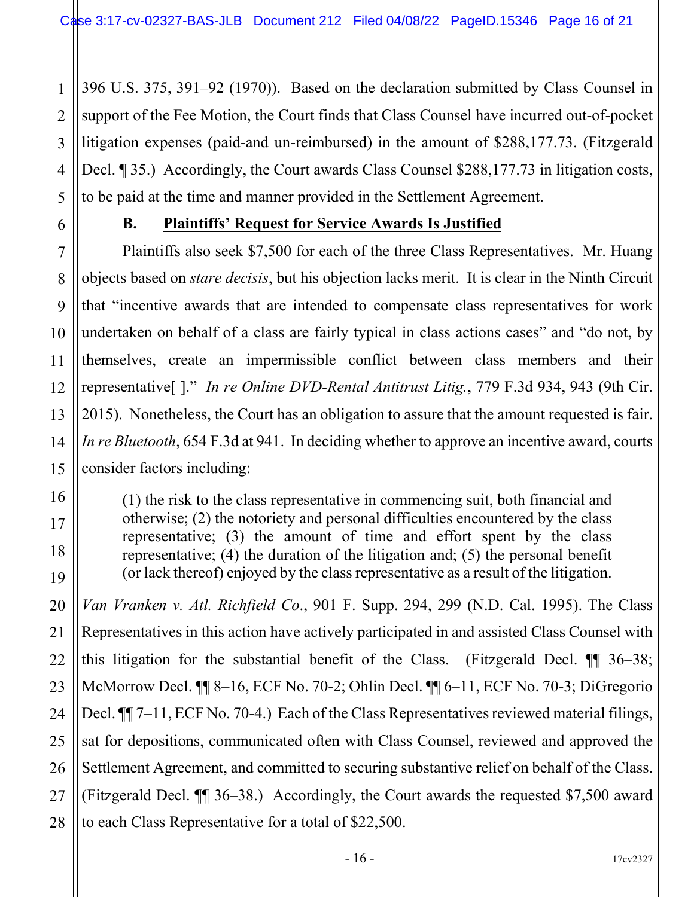396 U.S. 375, 391–92 (1970)). Based on the declaration submitted by Class Counsel in support of the Fee Motion, the Court finds that Class Counsel have incurred out-of-pocket litigation expenses (paid-and un-reimbursed) in the amount of $288,177.73. (Fitzgerald Decl. ¶ 35.) Accordingly, the Court awards Class Counsel $288,177.73 in litigation costs, to be paid at the time and manner provided in the Settlement Agreement.

### B. Plaintiffs' Request for Service Awards Is Justified

Plaintiffs also seek $7,500 for each of the three Class Representatives. Mr. Huang objects based on *stare decisis*, but his objection lacks merit. It is clear in the Ninth Circuit that "incentive awards that are intended to compensate class representatives for work undertaken on behalf of a class are fairly typical in class actions cases" and "do not, by themselves, create an impermissible conflict between class members and their representative[ ]." *In re Online DVD-Rental Antitrust Litig.*, 779 F.3d 934, 943 (9th Cir. 2015). Nonetheless, the Court has an obligation to assure that the amount requested is fair. *In re Bluetooth*, 654 F.3d at 941. In deciding whether to approve an incentive award, courts consider factors including:

> (1) the risk to the class representative in commencing suit, both financial and otherwise; (2) the notoriety and personal difficulties encountered by the class representative; (3) the amount of time and effort spent by the class representative; (4) the duration of the litigation and; (5) the personal benefit (or lack thereof) enjoyed by the class representative as a result of the litigation.

*Van Vranken v. Atl. Richfield Co.*, 901 F. Supp. 294, 299 (N.D. Cal. 1995). The Class Representatives in this action have actively participated in and assisted Class Counsel with this litigation for the substantial benefit of the Class. (Fitzgerald Decl. ¶¶ 36–38; McMorrow Decl. ¶¶ 8–16, ECF No. 70-2; Ohlin Decl. ¶¶ 6–11, ECF No. 70-3; DiGregorio Decl. ¶¶ 7–11, ECF No. 70-4.) Each of the Class Representatives reviewed material filings, sat for depositions, communicated often with Class Counsel, reviewed and approved the Settlement Agreement, and committed to securing substantive relief on behalf of the Class. (Fitzgerald Decl. ¶¶ 36–38.) Accordingly, the Court awards the requested $7,500 award to each Class Representative for a total of $22,500.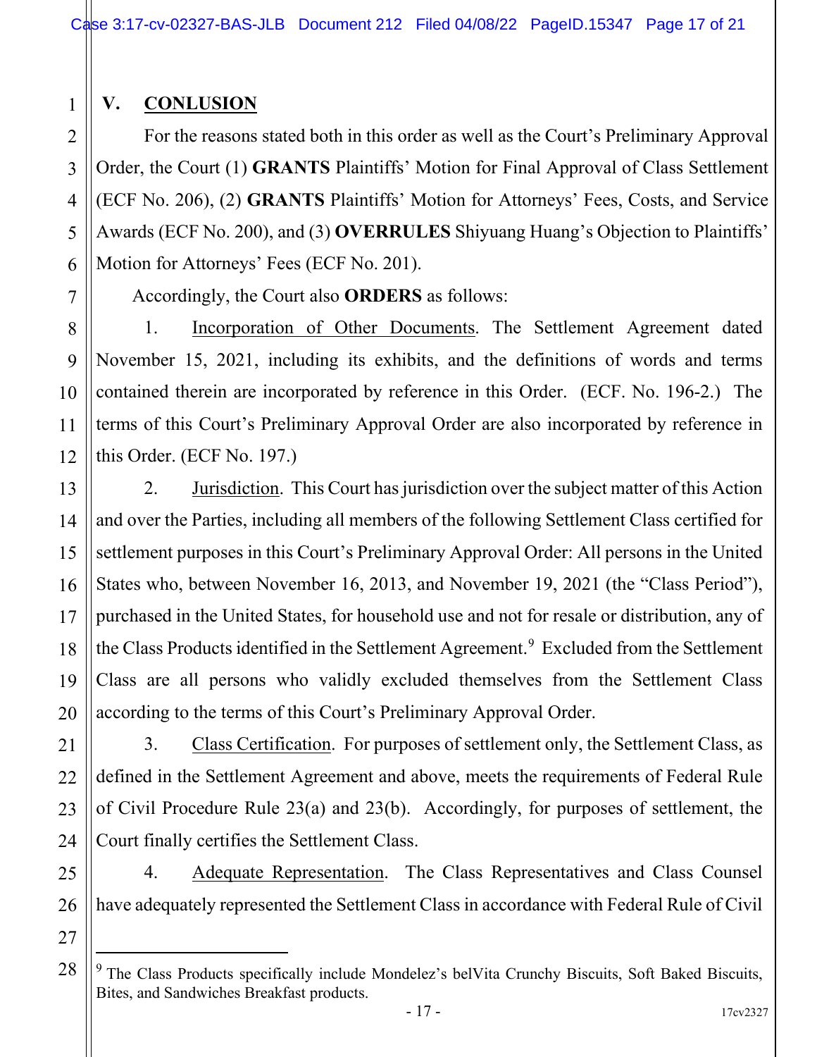## V. **CONLUSION**

For the reasons stated both in this order as well as the Court's Preliminary Approval Order, the Court (1) **GRANTS** Plaintiffs' Motion for Final Approval of Class Settlement (ECF No. 206), (2) **GRANTS** Plaintiffs' Motion for Attorneys' Fees, Costs, and Service Awards (ECF No. 200), and (3) **OVERRULES** Shiyuang Huang's Objection to Plaintiffs' Motion for Attorneys' Fees (ECF No. 201).

Accordingly, the Court also **ORDERS** as follows:

1. Incorporation of Other Documents. The Settlement Agreement dated November 15, 2021, including its exhibits, and the definitions of words and terms contained therein are incorporated by reference in this Order. (ECF. No. 196-2.) The terms of this Court's Preliminary Approval Order are also incorporated by reference in this Order. (ECF No. 197.)

2. Jurisdiction. This Court has jurisdiction over the subject matter of this Action and over the Parties, including all members of the following Settlement Class certified for settlement purposes in this Court's Preliminary Approval Order: All persons in the United States who, between November 16, 2013, and November 19, 2021 (the "Class Period"), purchased in the United States, for household use and not for resale or distribution, any of the Class Products identified in the Settlement Agreement.[9] Excluded from the Settlement Class are all persons who validly excluded themselves from the Settlement Class according to the terms of this Court's Preliminary Approval Order.

3. Class Certification. For purposes of settlement only, the Settlement Class, as defined in the Settlement Agreement and above, meets the requirements of Federal Rule of Civil Procedure Rule 23(a) and 23(b). Accordingly, for purposes of settlement, the Court finally certifies the Settlement Class.

4. Adequate Representation. The Class Representatives and Class Counsel have adequately represented the Settlement Class in accordance with Federal Rule of Civil

---

[9] The Class Products specifically include Mondelez's belVita Crunchy Biscuits, Soft Baked Biscuits, Bites, and Sandwiches Breakfast products.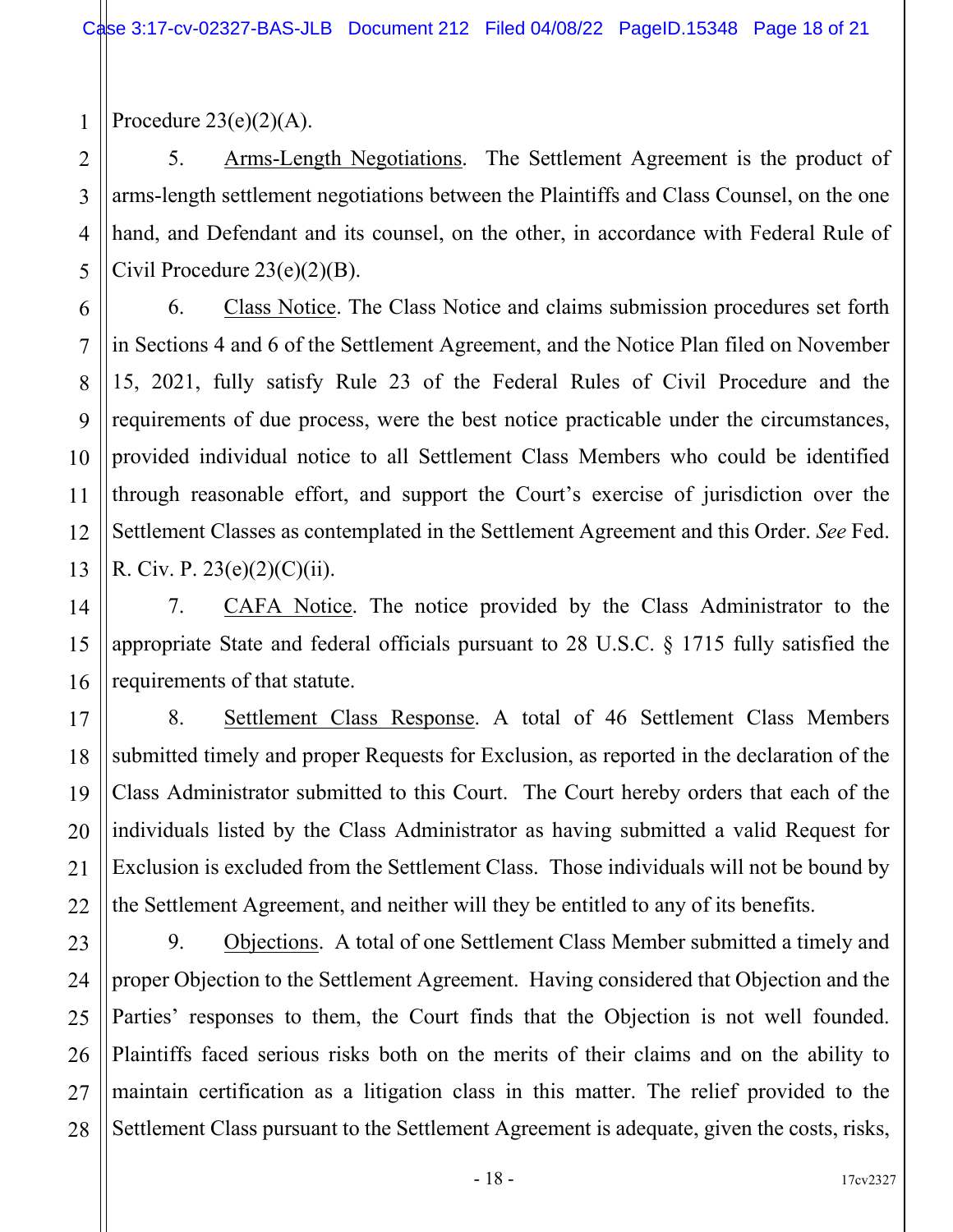Procedure 23(e)(2)(A).

5. Arms-Length Negotiations. The Settlement Agreement is the product of arms-length settlement negotiations between the Plaintiffs and Class Counsel, on the one hand, and Defendant and its counsel, on the other, in accordance with Federal Rule of Civil Procedure 23(e)(2)(B).

6. Class Notice. The Class Notice and claims submission procedures set forth in Sections 4 and 6 of the Settlement Agreement, and the Notice Plan filed on November 15, 2021, fully satisfy Rule 23 of the Federal Rules of Civil Procedure and the requirements of due process, were the best notice practicable under the circumstances, provided individual notice to all Settlement Class Members who could be identified through reasonable effort, and support the Court's exercise of jurisdiction over the Settlement Classes as contemplated in the Settlement Agreement and this Order. *See* Fed. R. Civ. P. 23(e)(2)(C)(ii).

7. CAFA Notice. The notice provided by the Class Administrator to the appropriate State and federal officials pursuant to 28 U.S.C. § 1715 fully satisfied the requirements of that statute.

8. Settlement Class Response. A total of 46 Settlement Class Members submitted timely and proper Requests for Exclusion, as reported in the declaration of the Class Administrator submitted to this Court. The Court hereby orders that each of the individuals listed by the Class Administrator as having submitted a valid Request for Exclusion is excluded from the Settlement Class. Those individuals will not be bound by the Settlement Agreement, and neither will they be entitled to any of its benefits.

9. Objections. A total of one Settlement Class Member submitted a timely and proper Objection to the Settlement Agreement. Having considered that Objection and the Parties' responses to them, the Court finds that the Objection is not well founded. Plaintiffs faced serious risks both on the merits of their claims and on the ability to maintain certification as a litigation class in this matter. The relief provided to the Settlement Class pursuant to the Settlement Agreement is adequate, given the costs, risks,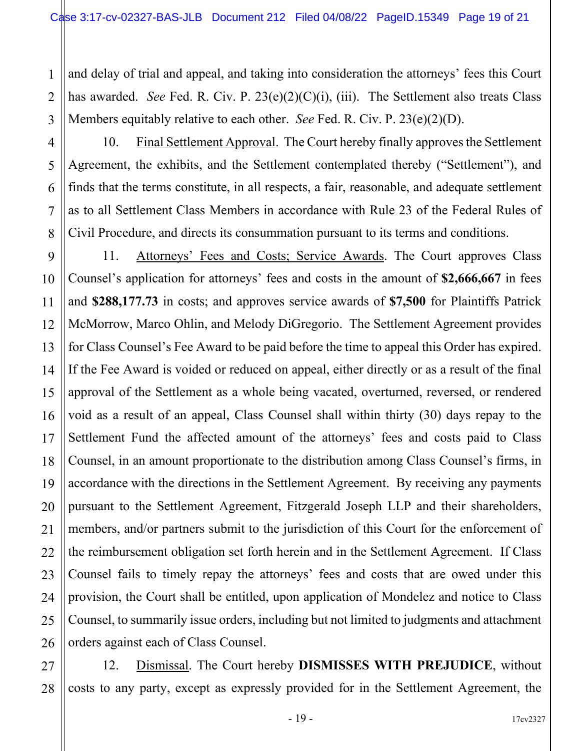and delay of trial and appeal, and taking into consideration the attorneys' fees this Court has awarded. *See* Fed. R. Civ. P. 23(e)(2)(C)(i), (iii). The Settlement also treats Class Members equitably relative to each other. *See* Fed. R. Civ. P. 23(e)(2)(D).

10. Final Settlement Approval. The Court hereby finally approves the Settlement Agreement, the exhibits, and the Settlement contemplated thereby ("Settlement"), and finds that the terms constitute, in all respects, a fair, reasonable, and adequate settlement as to all Settlement Class Members in accordance with Rule 23 of the Federal Rules of Civil Procedure, and directs its consummation pursuant to its terms and conditions.

11. Attorneys' Fees and Costs; Service Awards. The Court approves Class Counsel's application for attorneys' fees and costs in the amount of **$2,666,667** in fees and **$288,177.73** in costs; and approves service awards of **$7,500** for Plaintiffs Patrick McMorrow, Marco Ohlin, and Melody DiGregorio. The Settlement Agreement provides for Class Counsel's Fee Award to be paid before the time to appeal this Order has expired. If the Fee Award is voided or reduced on appeal, either directly or as a result of the final approval of the Settlement as a whole being vacated, overturned, reversed, or rendered void as a result of an appeal, Class Counsel shall within thirty (30) days repay to the Settlement Fund the affected amount of the attorneys' fees and costs paid to Class Counsel, in an amount proportionate to the distribution among Class Counsel's firms, in accordance with the directions in the Settlement Agreement. By receiving any payments pursuant to the Settlement Agreement, Fitzgerald Joseph LLP and their shareholders, members, and/or partners submit to the jurisdiction of this Court for the enforcement of the reimbursement obligation set forth herein and in the Settlement Agreement. If Class Counsel fails to timely repay the attorneys' fees and costs that are owed under this provision, the Court shall be entitled, upon application of Mondelez and notice to Class Counsel, to summarily issue orders, including but not limited to judgments and attachment orders against each of Class Counsel.

12. Dismissal. The Court hereby **DISMISSES WITH PREJUDICE**, without costs to any party, except as expressly provided for in the Settlement Agreement, the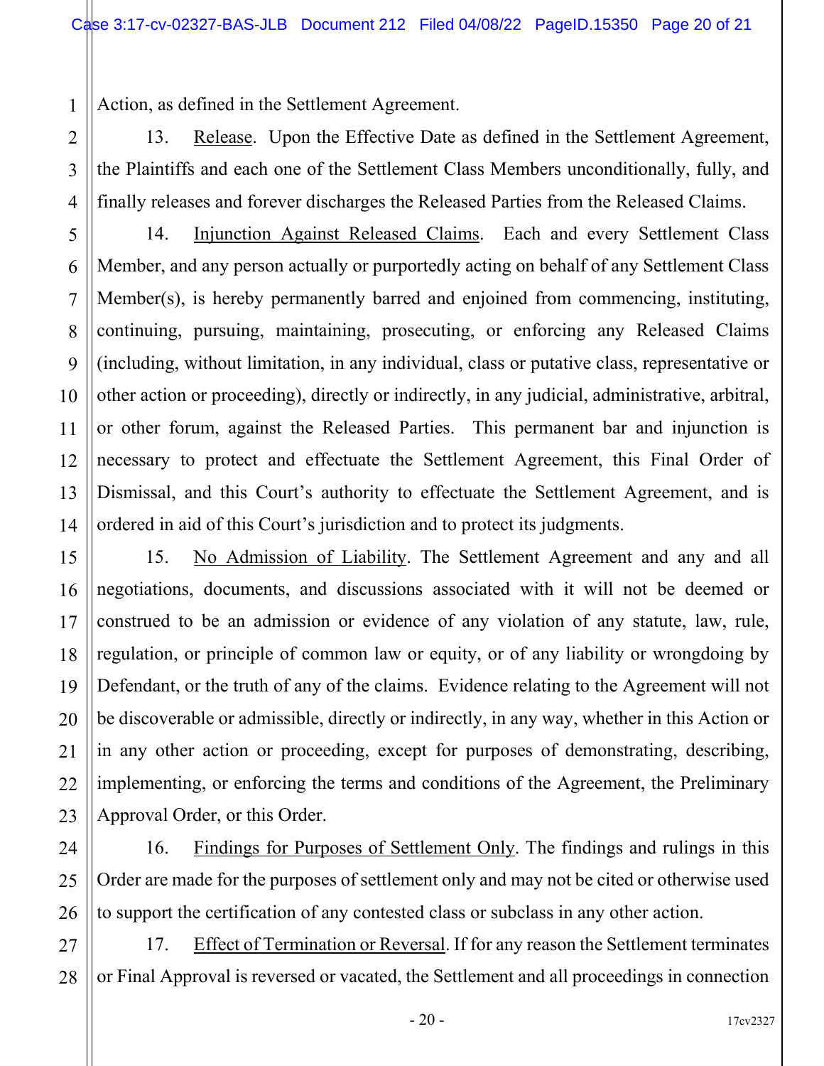Action, as defined in the Settlement Agreement.

13. Release. Upon the Effective Date as defined in the Settlement Agreement, the Plaintiffs and each one of the Settlement Class Members unconditionally, fully, and finally releases and forever discharges the Released Parties from the Released Claims.

14. Injunction Against Released Claims. Each and every Settlement Class Member, and any person actually or purportedly acting on behalf of any Settlement Class Member(s), is hereby permanently barred and enjoined from commencing, instituting, continuing, pursuing, maintaining, prosecuting, or enforcing any Released Claims (including, without limitation, in any individual, class or putative class, representative or other action or proceeding), directly or indirectly, in any judicial, administrative, arbitral, or other forum, against the Released Parties. This permanent bar and injunction is necessary to protect and effectuate the Settlement Agreement, this Final Order of Dismissal, and this Court's authority to effectuate the Settlement Agreement, and is ordered in aid of this Court's jurisdiction and to protect its judgments.

15. No Admission of Liability. The Settlement Agreement and any and all negotiations, documents, and discussions associated with it will not be deemed or construed to be an admission or evidence of any violation of any statute, law, rule, regulation, or principle of common law or equity, or of any liability or wrongdoing by Defendant, or the truth of any of the claims. Evidence relating to the Agreement will not be discoverable or admissible, directly or indirectly, in any way, whether in this Action or in any other action or proceeding, except for purposes of demonstrating, describing, implementing, or enforcing the terms and conditions of the Agreement, the Preliminary Approval Order, or this Order.

16. Findings for Purposes of Settlement Only. The findings and rulings in this Order are made for the purposes of settlement only and may not be cited or otherwise used to support the certification of any contested class or subclass in any other action.

17. Effect of Termination or Reversal. If for any reason the Settlement terminates or Final Approval is reversed or vacated, the Settlement and all proceedings in connection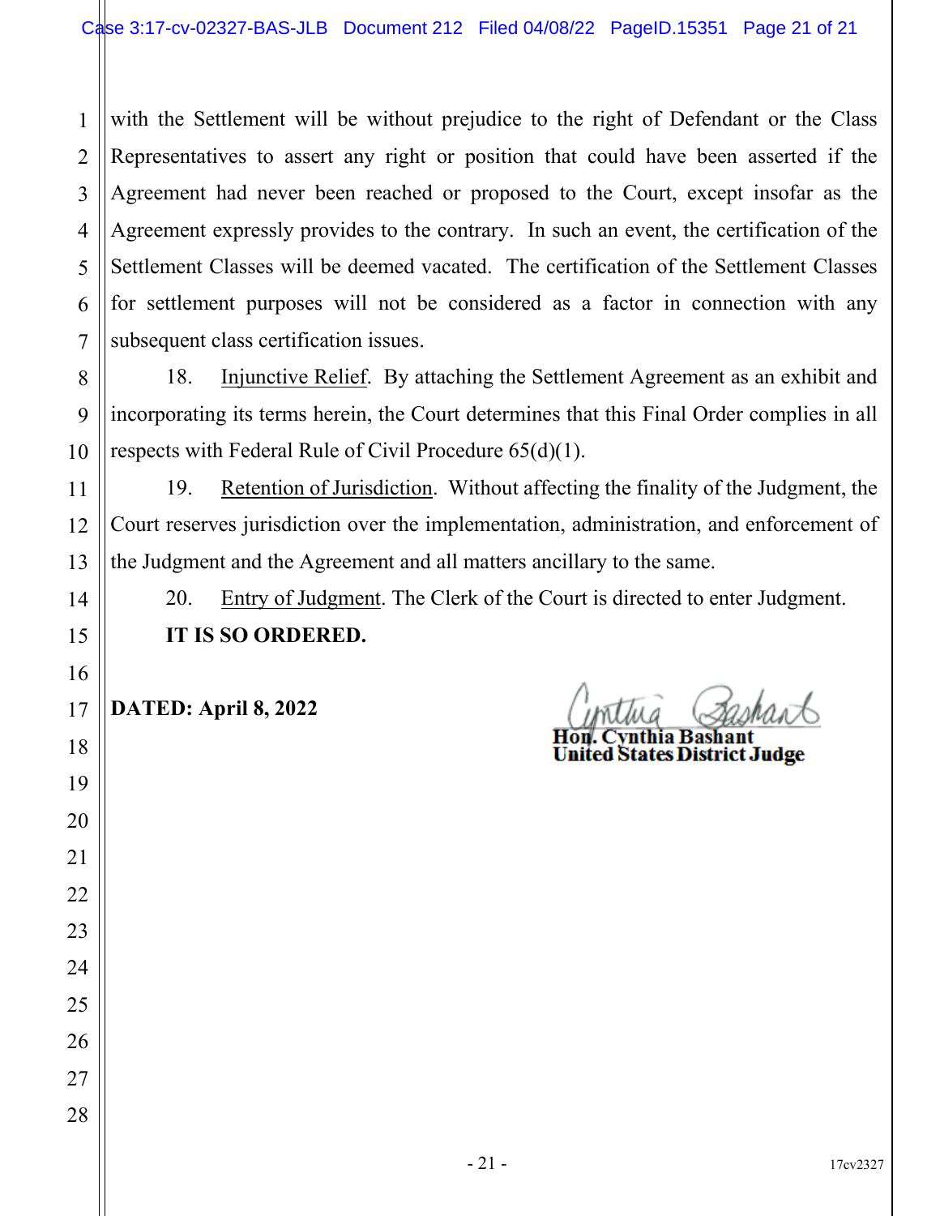with the Settlement will be without prejudice to the right of Defendant or the Class Representatives to assert any right or position that could have been asserted if the Agreement had never been reached or proposed to the Court, except insofar as the Agreement expressly provides to the contrary. In such an event, the certification of the Settlement Classes will be deemed vacated. The certification of the Settlement Classes for settlement purposes will not be considered as a factor in connection with any subsequent class certification issues.

18. Injunctive Relief. By attaching the Settlement Agreement as an exhibit and incorporating its terms herein, the Court determines that this Final Order complies in all respects with Federal Rule of Civil Procedure 65(d)(1).

19. Retention of Jurisdiction. Without affecting the finality of the Judgment, the Court reserves jurisdiction over the implementation, administration, and enforcement of the Judgment and the Agreement and all matters ancillary to the same.

20. Entry of Judgment. The Clerk of the Court is directed to enter Judgment.

**IT IS SO ORDERED.**

**DATED: April 8, 2022**

**Hon. Cynthia Bashant**
**United States District Judge**